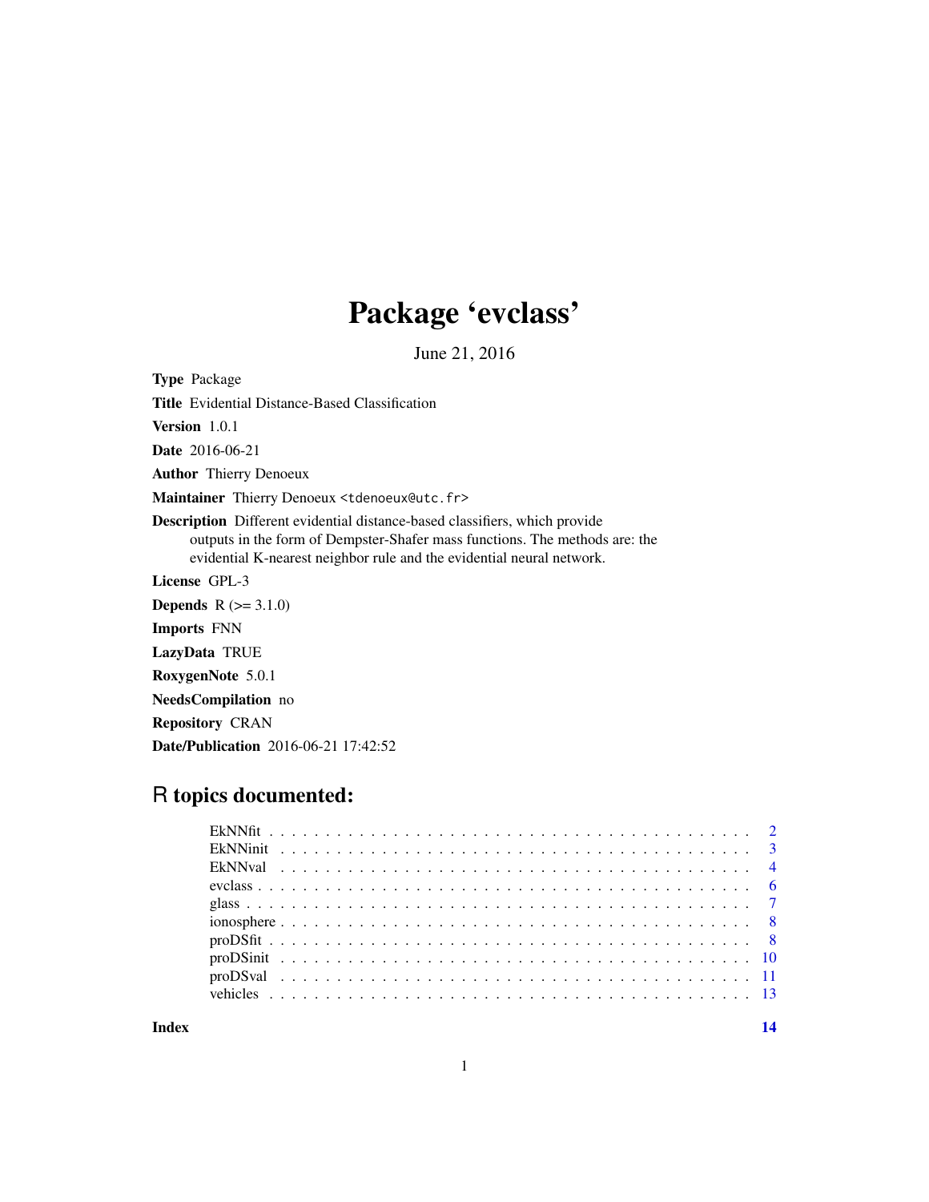# Package 'evclass'

June 21, 2016

**Type** Package

**Title** Evidential Distance-Based Classification

**Version** 1.0.1

**Date** 2016-06-21

**Author** Thierry Denoeux

**Maintainer** Thierry Denoeux <tdenoeux@utc.fr>

**Description** Different evidential distance-based classifiers, which provide outputs in the form of Dempster-Shafer mass functions. The methods are: the evidential K-nearest neighbor rule and the evidential neural network.

**License** GPL-3

**Depends** R (>= 3.1.0)

**Imports** FNN

**LazyData** TRUE

**RoxygenNote** 5.0.1

**NeedsCompilation** no

**Repository** CRAN

**Date/Publication** 2016-06-21 17:42:52

## R topics documented:

| | |
|---|---|
| EkNNfit | 2 |
| EkNNinit | 3 |
| EkNNval | 4 |
| evclass | 6 |
| glass | 7 |
| ionosphere | 8 |
| proDSfit | 8 |
| proDSinit | 10 |
| proDSval | 11 |
| vehicles | 13 |
| **Index** | **14** |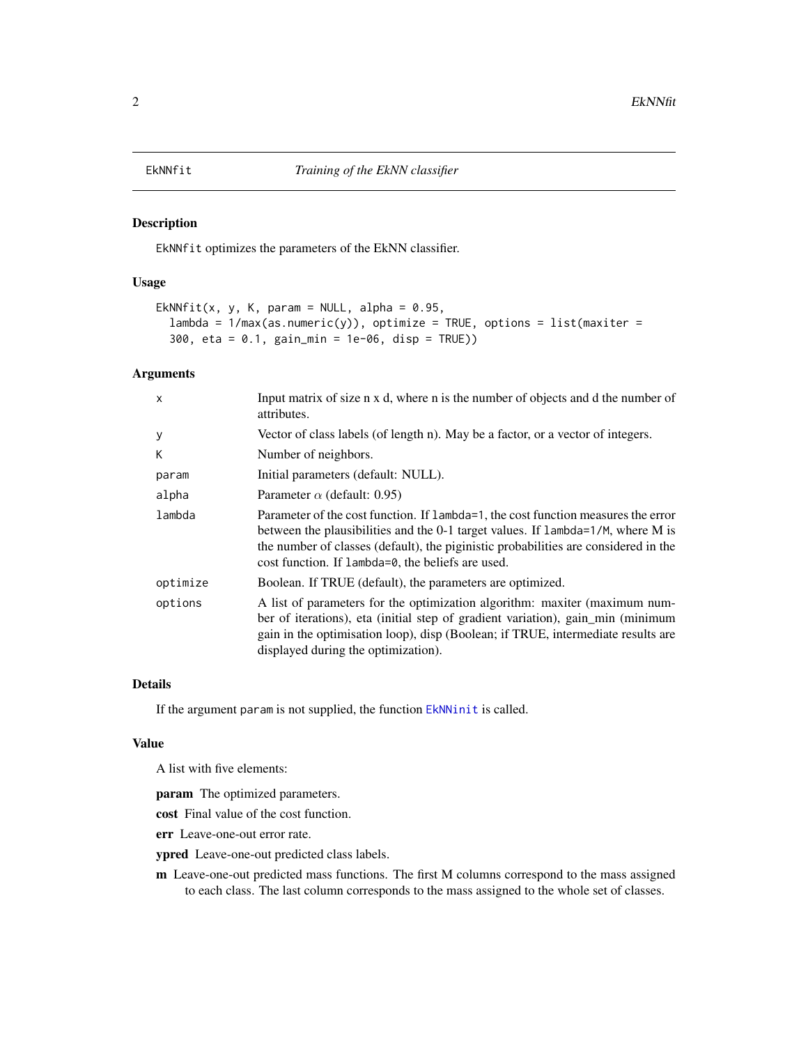# EkNNfit — *Training of the EkNN classifier*

## Description

EkNNfit optimizes the parameters of the EkNN classifier.

## Usage

```
EkNNfit(x, y, K, param = NULL, alpha = 0.95,
  lambda = 1/max(as.numeric(y)), optimize = TRUE, options = list(maxiter =
  300, eta = 0.1, gain_min = 1e-06, disp = TRUE))
```

## Arguments

| | |
|---|---|
| x | Input matrix of size n x d, where n is the number of objects and d the number of attributes. |
| y | Vector of class labels (of length n). May be a factor, or a vector of integers. |
| K | Number of neighbors. |
| param | Initial parameters (default: NULL). |
| alpha | Parameter $\alpha$ (default: 0.95) |
| lambda | Parameter of the cost function. If lambda=1, the cost function measures the error between the plausibilities and the 0-1 target values. If lambda=1/M, where M is the number of classes (default), the piginistic probabilities are considered in the cost function. If lambda=0, the beliefs are used. |
| optimize | Boolean. If TRUE (default), the parameters are optimized. |
| options | A list of parameters for the optimization algorithm: maxiter (maximum number of iterations), eta (initial step of gradient variation), gain_min (minimum gain in the optimisation loop), disp (Boolean; if TRUE, intermediate results are displayed during the optimization). |

## Details

If the argument param is not supplied, the function EkNNinit is called.

## Value

A list with five elements:

**param** The optimized parameters.

**cost** Final value of the cost function.

**err** Leave-one-out error rate.

**ypred** Leave-one-out predicted class labels.

**m** Leave-one-out predicted mass functions. The first M columns correspond to the mass assigned to each class. The last column corresponds to the mass assigned to the whole set of classes.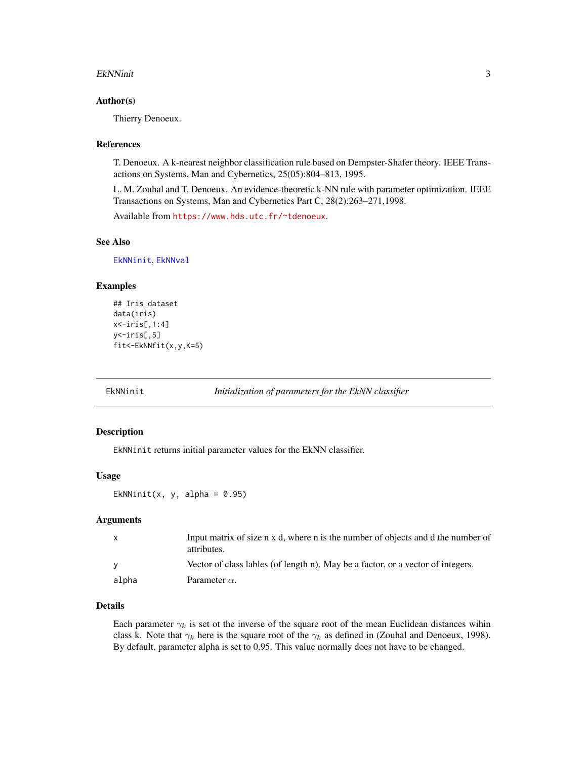### Author(s)

Thierry Denoeux.

### References

T. Denoeux. A k-nearest neighbor classification rule based on Dempster-Shafer theory. IEEE Transactions on Systems, Man and Cybernetics, 25(05):804–813, 1995.

L. M. Zouhal and T. Denoeux. An evidence-theoretic k-NN rule with parameter optimization. IEEE Transactions on Systems, Man and Cybernetics Part C, 28(2):263–271,1998.

Available from https://www.hds.utc.fr/~tdenoeux.

### See Also

EkNNinit, EkNNval

### Examples

```
## Iris dataset
data(iris)
x<-iris[,1:4]
y<-iris[,5]
fit<-EkNNfit(x,y,K=5)
```

---

## EkNNinit — *Initialization of parameters for the EkNN classifier*

### Description

EkNNinit returns initial parameter values for the EkNN classifier.

### Usage

```
EkNNinit(x, y, alpha = 0.95)
```

### Arguments

| | |
|---|---|
| x | Input matrix of size n x d, where n is the number of objects and d the number of attributes. |
| y | Vector of class lables (of length n). May be a factor, or a vector of integers. |
| alpha | Parameter $\alpha$. |

### Details

Each parameter $\gamma_k$ is set ot the inverse of the square root of the mean Euclidean distances wihin class k. Note that $\gamma_k$ here is the square root of the $\gamma_k$ as defined in (Zouhal and Denoeux, 1998). By default, parameter alpha is set to 0.95. This value normally does not have to be changed.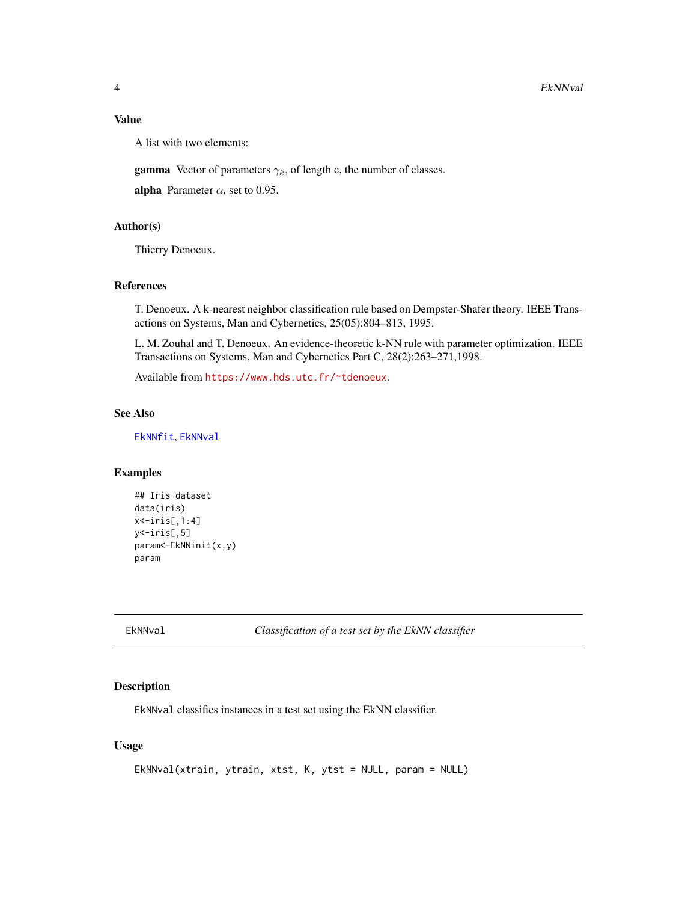## Value

A list with two elements:

**gamma** Vector of parameters $\gamma_k$, of length c, the number of classes.

**alpha** Parameter $\alpha$, set to 0.95.

## Author(s)

Thierry Denoeux.

## References

T. Denoeux. A k-nearest neighbor classification rule based on Dempster-Shafer theory. IEEE Transactions on Systems, Man and Cybernetics, 25(05):804–813, 1995.

L. M. Zouhal and T. Denoeux. An evidence-theoretic k-NN rule with parameter optimization. IEEE Transactions on Systems, Man and Cybernetics Part C, 28(2):263–271,1998.

Available from https://www.hds.utc.fr/~tdenoeux.

## See Also

EkNNfit, EkNNval

## Examples

```
## Iris dataset
data(iris)
x<-iris[,1:4]
y<-iris[,5]
param<-EkNNinit(x,y)
param
```

---

# EkNNval *Classification of a test set by the EkNN classifier*

## Description

EkNNval classifies instances in a test set using the EkNN classifier.

## Usage

```
EkNNval(xtrain, ytrain, xtst, K, ytst = NULL, param = NULL)
```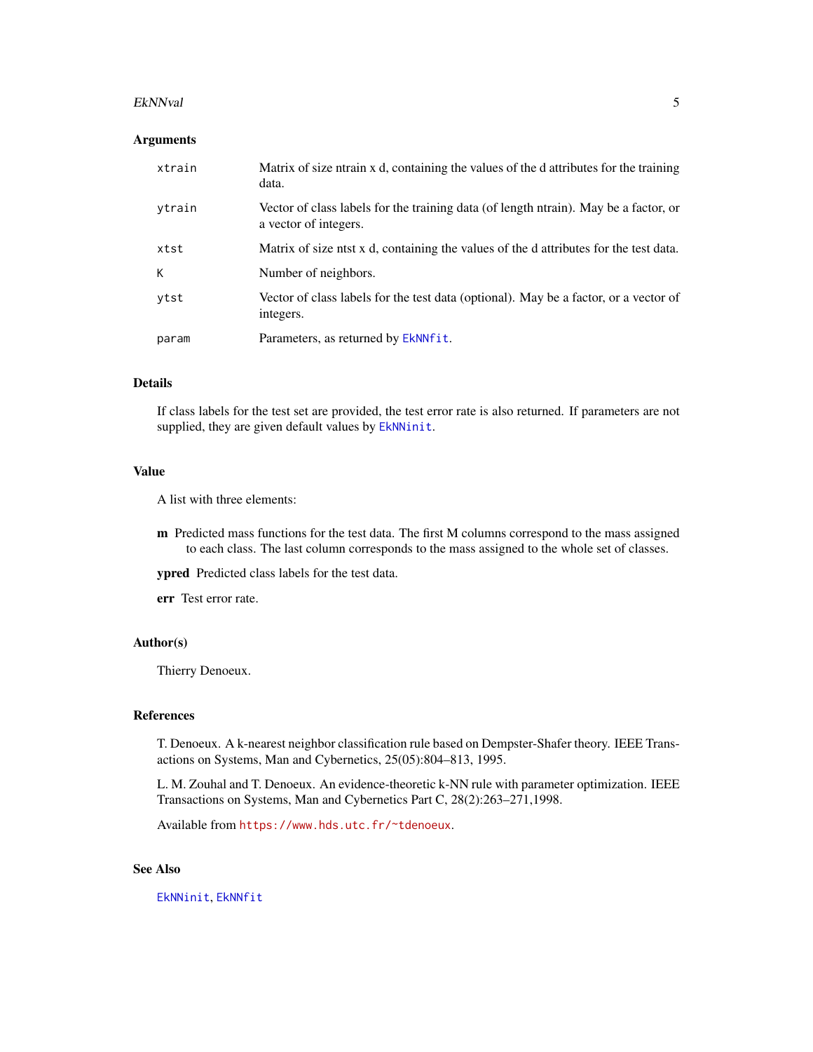### Arguments

| | |
|---|---|
| `xtrain` | Matrix of size ntrain x d, containing the values of the d attributes for the training data. |
| `ytrain` | Vector of class labels for the training data (of length ntrain). May be a factor, or a vector of integers. |
| `xtst` | Matrix of size ntst x d, containing the values of the d attributes for the test data. |
| `K` | Number of neighbors. |
| `ytst` | Vector of class labels for the test data (optional). May be a factor, or a vector of integers. |
| `param` | Parameters, as returned by `EkNNfit`. |

### Details

If class labels for the test set are provided, the test error rate is also returned. If parameters are not supplied, they are given default values by `EkNNinit`.

### Value

A list with three elements:

**m** Predicted mass functions for the test data. The first M columns correspond to the mass assigned to each class. The last column corresponds to the mass assigned to the whole set of classes.

**ypred** Predicted class labels for the test data.

**err** Test error rate.

### Author(s)

Thierry Denoeux.

### References

T. Denoeux. A k-nearest neighbor classification rule based on Dempster-Shafer theory. IEEE Transactions on Systems, Man and Cybernetics, 25(05):804–813, 1995.

L. M. Zouhal and T. Denoeux. An evidence-theoretic k-NN rule with parameter optimization. IEEE Transactions on Systems, Man and Cybernetics Part C, 28(2):263–271,1998.

Available from `https://www.hds.utc.fr/~tdenoeux`.

### See Also

`EkNNinit`, `EkNNfit`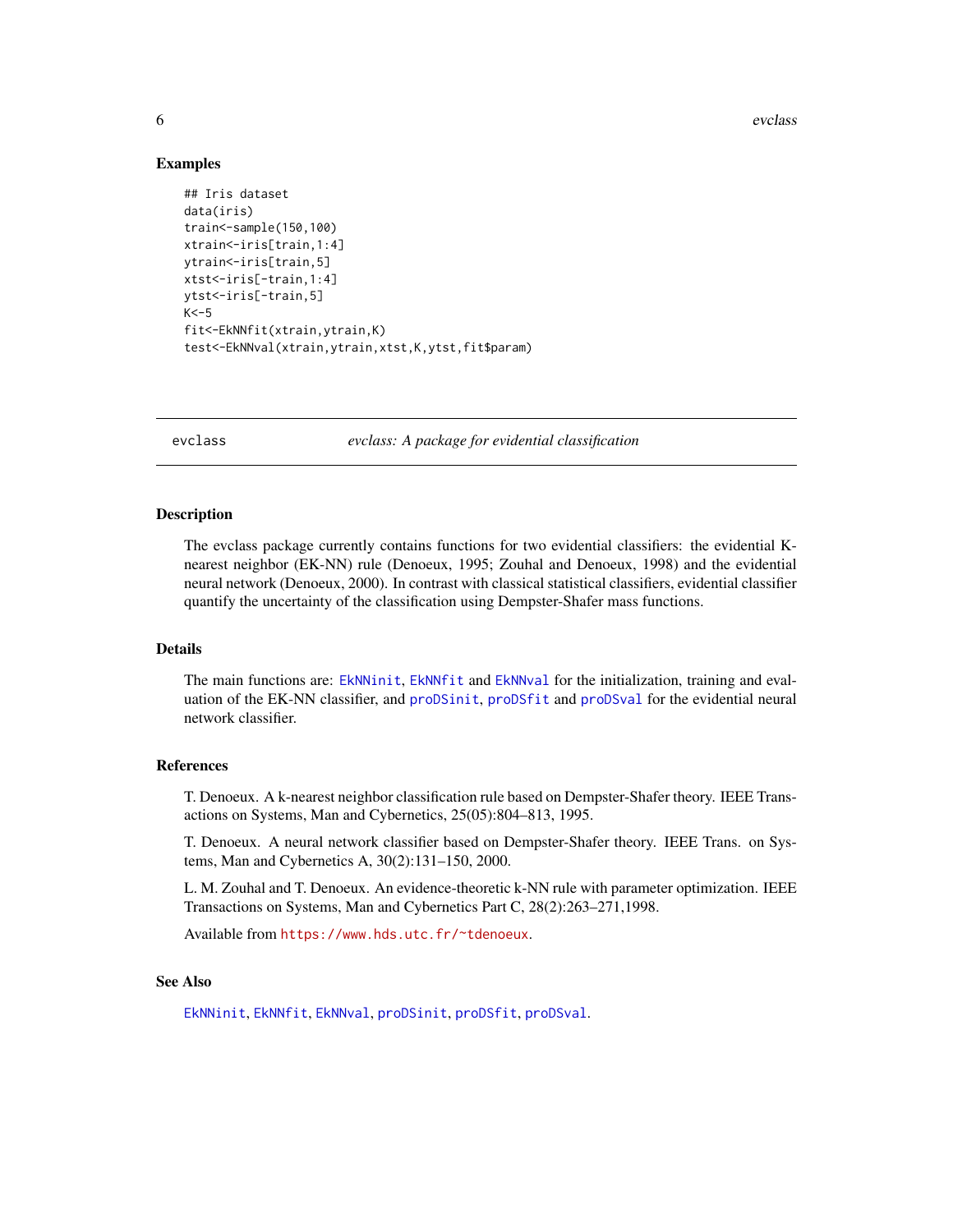### Examples

```
## Iris dataset
data(iris)
train<-sample(150,100)
xtrain<-iris[train,1:4]
ytrain<-iris[train,5]
xtst<-iris[-train,1:4]
ytst<-iris[-train,5]
K<-5
fit<-EkNNfit(xtrain,ytrain,K)
test<-EkNNval(xtrain,ytrain,xtst,K,ytst,fit$param)
```

---

## evclass — *evclass: A package for evidential classification*

---

### Description

The evclass package currently contains functions for two evidential classifiers: the evidential K-nearest neighbor (EK-NN) rule (Denoeux, 1995; Zouhal and Denoeux, 1998) and the evidential neural network (Denoeux, 2000). In contrast with classical statistical classifiers, evidential classifier quantify the uncertainty of the classification using Dempster-Shafer mass functions.

### Details

The main functions are: `EkNNinit`, `EkNNfit` and `EkNNval` for the initialization, training and evaluation of the EK-NN classifier, and `proDSinit`, `proDSfit` and `proDSval` for the evidential neural network classifier.

### References

T. Denoeux. A k-nearest neighbor classification rule based on Dempster-Shafer theory. IEEE Transactions on Systems, Man and Cybernetics, 25(05):804–813, 1995.

T. Denoeux. A neural network classifier based on Dempster-Shafer theory. IEEE Trans. on Systems, Man and Cybernetics A, 30(2):131–150, 2000.

L. M. Zouhal and T. Denoeux. An evidence-theoretic k-NN rule with parameter optimization. IEEE Transactions on Systems, Man and Cybernetics Part C, 28(2):263–271,1998.

Available from `https://www.hds.utc.fr/~tdenoeux`.

### See Also

`EkNNinit`, `EkNNfit`, `EkNNval`, `proDSinit`, `proDSfit`, `proDSval`.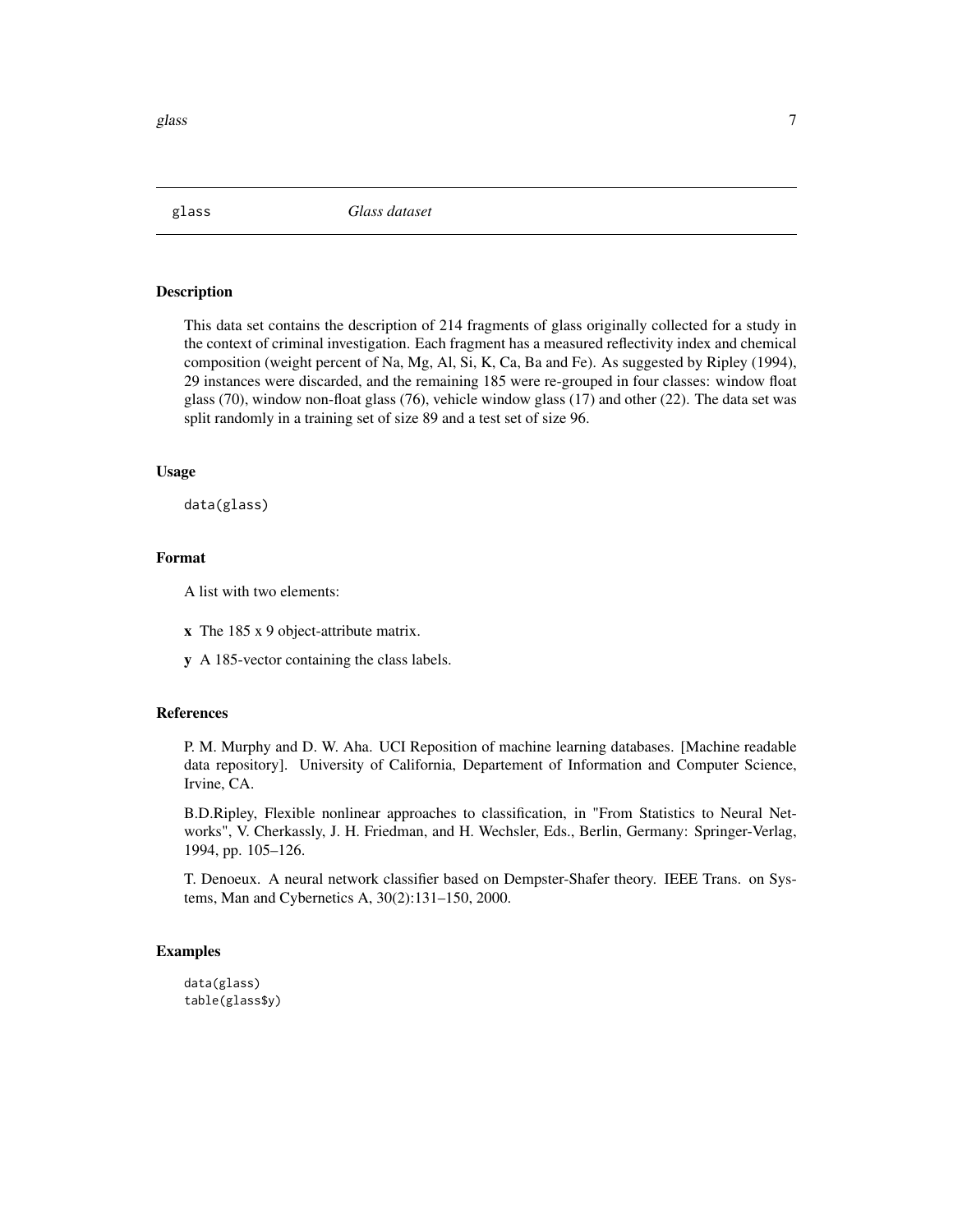glass *Glass dataset*

### Description

This data set contains the description of 214 fragments of glass originally collected for a study in the context of criminal investigation. Each fragment has a measured reflectivity index and chemical composition (weight percent of Na, Mg, Al, Si, K, Ca, Ba and Fe). As suggested by Ripley (1994), 29 instances were discarded, and the remaining 185 were re-grouped in four classes: window float glass (70), window non-float glass (76), vehicle window glass (17) and other (22). The data set was split randomly in a training set of size 89 and a test set of size 96.

### Usage

```
data(glass)
```

### Format

A list with two elements:

**x** The 185 x 9 object-attribute matrix.

**y** A 185-vector containing the class labels.

### References

P. M. Murphy and D. W. Aha. UCI Reposition of machine learning databases. [Machine readable data repository]. University of California, Departement of Information and Computer Science, Irvine, CA.

B.D.Ripley, Flexible nonlinear approaches to classification, in "From Statistics to Neural Networks", V. Cherkassly, J. H. Friedman, and H. Wechsler, Eds., Berlin, Germany: Springer-Verlag, 1994, pp. 105–126.

T. Denoeux. A neural network classifier based on Dempster-Shafer theory. IEEE Trans. on Systems, Man and Cybernetics A, 30(2):131–150, 2000.

### Examples

```
data(glass)
table(glass$y)
```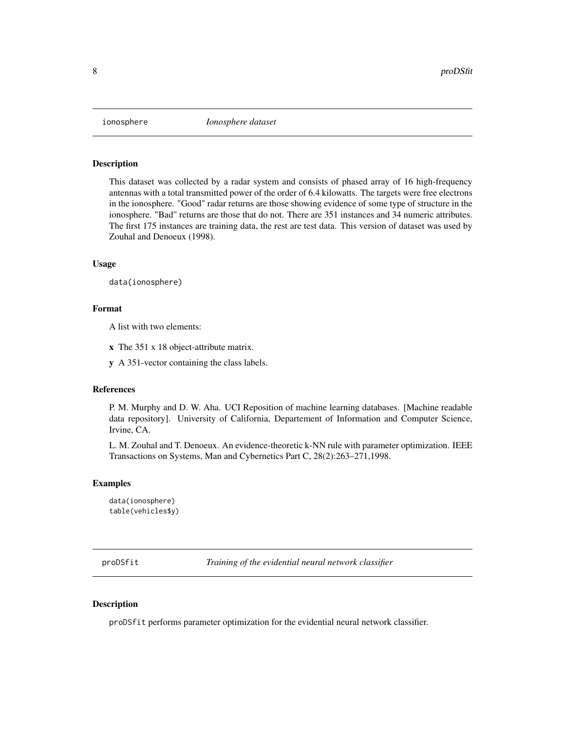## ionosphere *Ionosphere dataset*

### Description

This dataset was collected by a radar system and consists of phased array of 16 high-frequency antennas with a total transmitted power of the order of 6.4 kilowatts. The targets were free electrons in the ionosphere. "Good" radar returns are those showing evidence of some type of structure in the ionosphere. "Bad" returns are those that do not. There are 351 instances and 34 numeric attributes. The first 175 instances are training data, the rest are test data. This version of dataset was used by Zouhal and Denoeux (1998).

### Usage

```
data(ionosphere)
```

### Format

A list with two elements:

**x** The 351 x 18 object-attribute matrix.

**y** A 351-vector containing the class labels.

### References

P. M. Murphy and D. W. Aha. UCI Reposition of machine learning databases. [Machine readable data repository]. University of California, Departement of Information and Computer Science, Irvine, CA.

L. M. Zouhal and T. Denoeux. An evidence-theoretic k-NN rule with parameter optimization. IEEE Transactions on Systems, Man and Cybernetics Part C, 28(2):263–271,1998.

### Examples

```
data(ionosphere)
table(vehicles$y)
```

## proDSfit *Training of the evidential neural network classifier*

### Description

proDSfit performs parameter optimization for the evidential neural network classifier.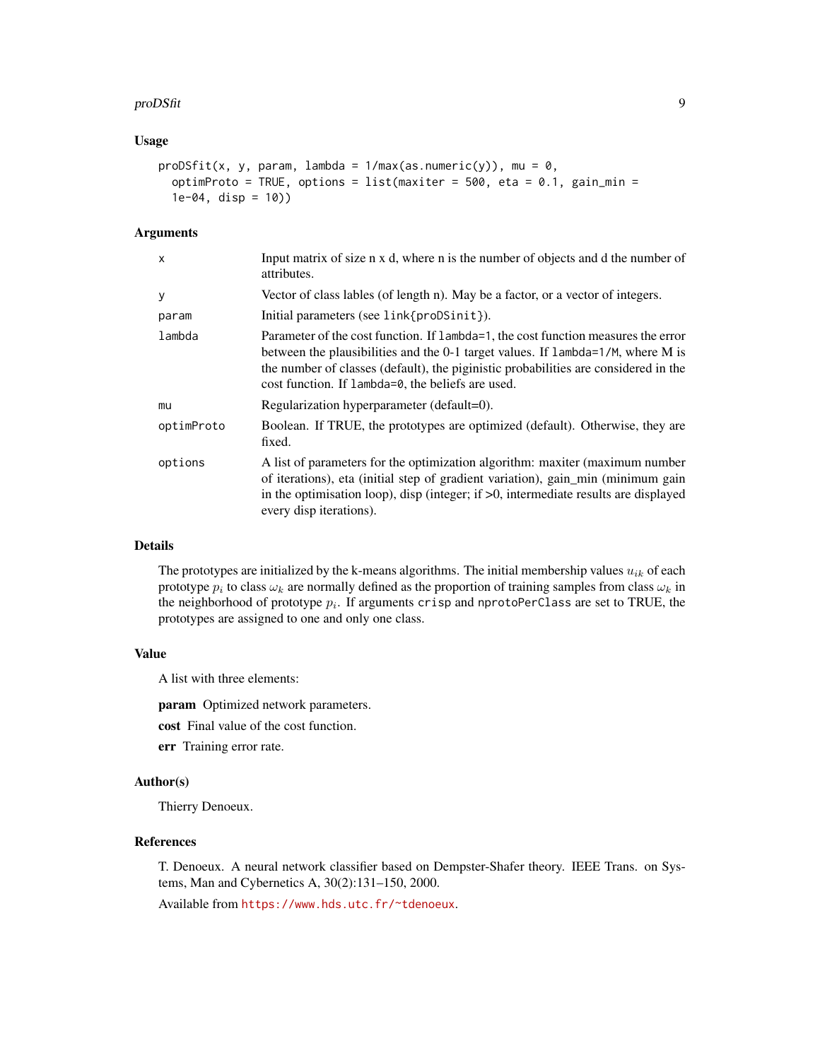## Usage

```
proDSfit(x, y, param, lambda = 1/max(as.numeric(y)), mu = 0,
  optimProto = TRUE, options = list(maxiter = 500, eta = 0.1, gain_min =
  1e-04, disp = 10))
```

## Arguments

| | |
|---|---|
| x | Input matrix of size n x d, where n is the number of objects and d the number of attributes. |
| y | Vector of class lables (of length n). May be a factor, or a vector of integers. |
| param | Initial parameters (see `link{proDSinit}`). |
| lambda | Parameter of the cost function. If `lambda=1`, the cost function measures the error between the plausibilities and the 0-1 target values. If `lambda=1/M`, where M is the number of classes (default), the piginistic probabilities are considered in the cost function. If `lambda=0`, the beliefs are used. |
| mu | Regularization hyperparameter (default=0). |
| optimProto | Boolean. If TRUE, the prototypes are optimized (default). Otherwise, they are fixed. |
| options | A list of parameters for the optimization algorithm: maxiter (maximum number of iterations), eta (initial step of gradient variation), gain_min (minimum gain in the optimisation loop), disp (integer; if >0, intermediate results are displayed every disp iterations). |

## Details

The prototypes are initialized by the k-means algorithms. The initial membership values $u_{ik}$ of each prototype $p_i$ to class $\omega_k$ are normally defined as the proportion of training samples from class $\omega_k$ in the neighborhood of prototype $p_i$. If arguments `crisp` and `nprotoPerClass` are set to TRUE, the prototypes are assigned to one and only one class.

## Value

A list with three elements:

**param** Optimized network parameters.

**cost** Final value of the cost function.

**err** Training error rate.

## Author(s)

Thierry Denoeux.

## References

T. Denoeux. A neural network classifier based on Dempster-Shafer theory. IEEE Trans. on Systems, Man and Cybernetics A, 30(2):131–150, 2000.

Available from https://www.hds.utc.fr/~tdenoeux.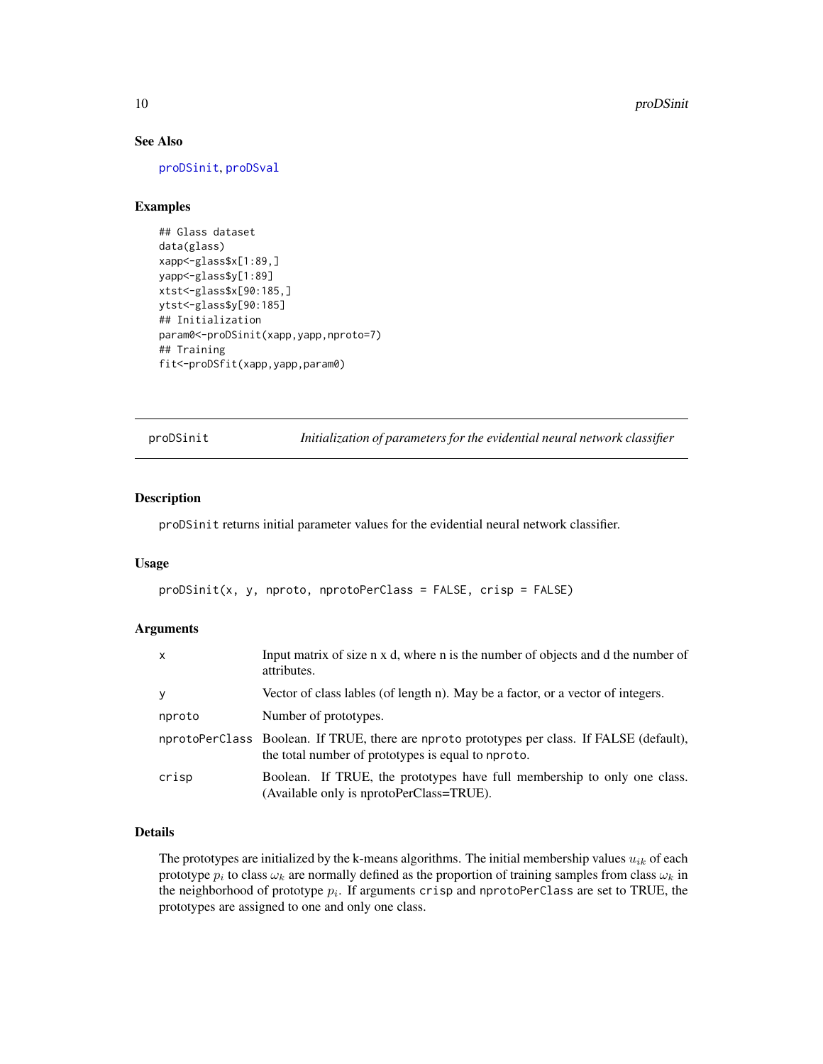## See Also

proDSinit, proDSval

## Examples

```
## Glass dataset
data(glass)
xapp<-glass$x[1:89,]
yapp<-glass$y[1:89]
xtst<-glass$x[90:185,]
ytst<-glass$y[90:185]
## Initialization
param0<-proDSinit(xapp,yapp,nproto=7)
## Training
fit<-proDSfit(xapp,yapp,param0)
```

---

# proDSinit *Initialization of parameters for the evidential neural network classifier*

---

## Description

proDSinit returns initial parameter values for the evidential neural network classifier.

## Usage

```
proDSinit(x, y, nproto, nprotoPerClass = FALSE, crisp = FALSE)
```

## Arguments

| | |
|---|---|
| x | Input matrix of size n x d, where n is the number of objects and d the number of attributes. |
| y | Vector of class lables (of length n). May be a factor, or a vector of integers. |
| nproto | Number of prototypes. |
| nprotoPerClass | Boolean. If TRUE, there are nproto prototypes per class. If FALSE (default), the total number of prototypes is equal to nproto. |
| crisp | Boolean. If TRUE, the prototypes have full membership to only one class. (Available only is nprotoPerClass=TRUE). |

## Details

The prototypes are initialized by the k-means algorithms. The initial membership values $u_{ik}$ of each prototype $p_i$ to class $\omega_k$ are normally defined as the proportion of training samples from class $\omega_k$ in the neighborhood of prototype $p_i$. If arguments crisp and nprotoPerClass are set to TRUE, the prototypes are assigned to one and only one class.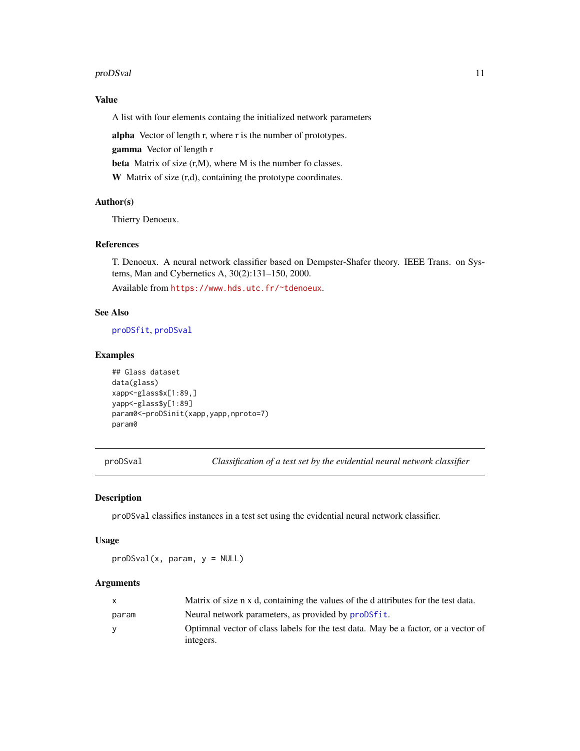## Value

A list with four elements containg the initialized network parameters

**alpha** Vector of length r, where r is the number of prototypes.

**gamma** Vector of length r

**beta** Matrix of size (r,M), where M is the number fo classes.

**W** Matrix of size (r,d), containing the prototype coordinates.

## Author(s)

Thierry Denoeux.

## References

T. Denoeux. A neural network classifier based on Dempster-Shafer theory. IEEE Trans. on Systems, Man and Cybernetics A, 30(2):131–150, 2000.

Available from https://www.hds.utc.fr/~tdenoeux.

## See Also

proDSfit, proDSval

## Examples

```
## Glass dataset
data(glass)
xapp<-glass$x[1:89,]
yapp<-glass$y[1:89]
param0<-proDSinit(xapp,yapp,nproto=7)
param0
```

---

# proDSval — *Classification of a test set by the evidential neural network classifier*

## Description

proDSval classifies instances in a test set using the evidential neural network classifier.

## Usage

```
proDSval(x, param, y = NULL)
```

## Arguments

| | |
|---|---|
| x | Matrix of size n x d, containing the values of the d attributes for the test data. |
| param | Neural network parameters, as provided by proDSfit. |
| y | Optimnal vector of class labels for the test data. May be a factor, or a vector of integers. |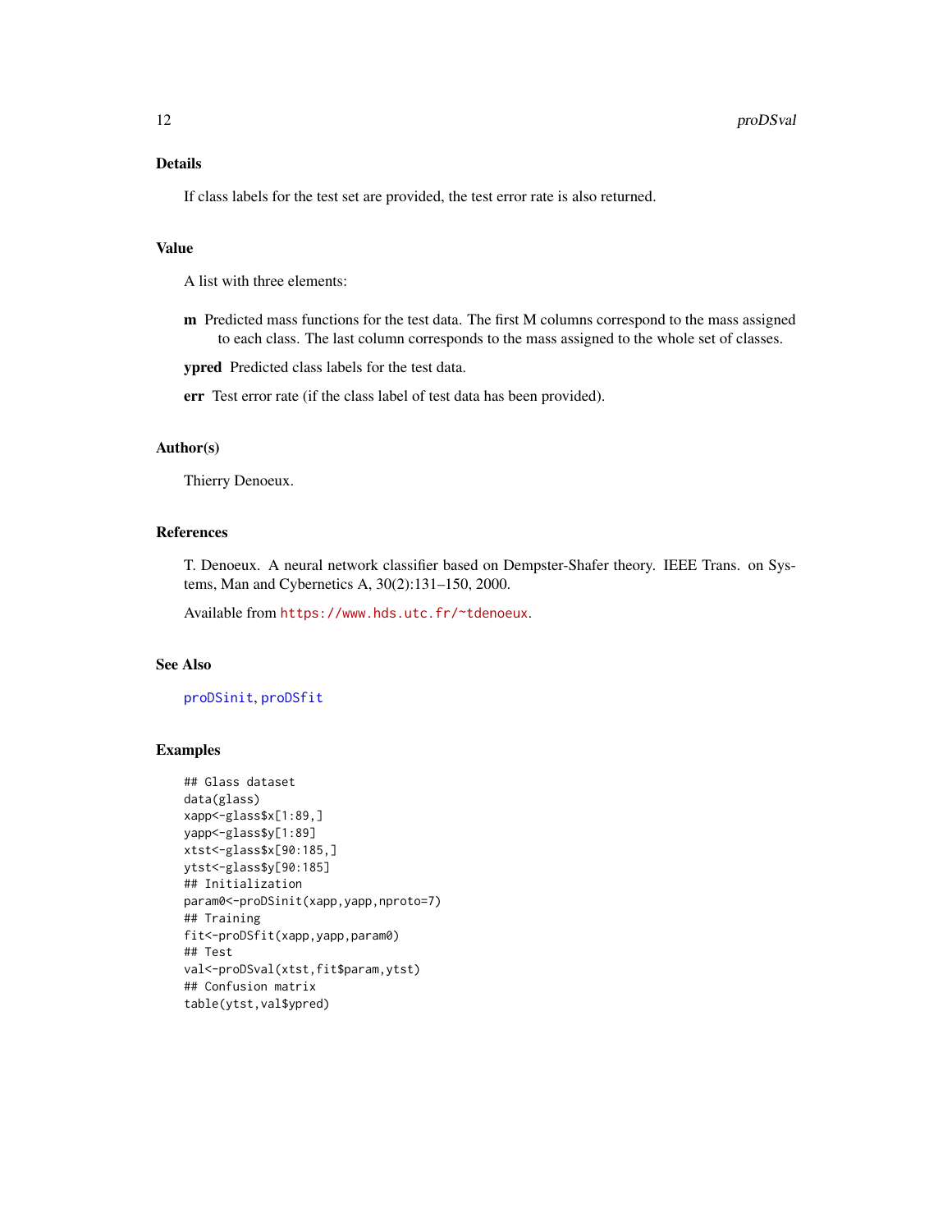## Details

If class labels for the test set are provided, the test error rate is also returned.

## Value

A list with three elements:

**m** Predicted mass functions for the test data. The first M columns correspond to the mass assigned to each class. The last column corresponds to the mass assigned to the whole set of classes.

**ypred** Predicted class labels for the test data.

**err** Test error rate (if the class label of test data has been provided).

## Author(s)

Thierry Denoeux.

## References

T. Denoeux. A neural network classifier based on Dempster-Shafer theory. IEEE Trans. on Systems, Man and Cybernetics A, 30(2):131–150, 2000.

Available from https://www.hds.utc.fr/~tdenoeux.

## See Also

proDSinit, proDSfit

## Examples

```
## Glass dataset
data(glass)
xapp<-glass$x[1:89,]
yapp<-glass$y[1:89]
xtst<-glass$x[90:185,]
ytst<-glass$y[90:185]
## Initialization
param0<-proDSinit(xapp,yapp,nproto=7)
## Training
fit<-proDSfit(xapp,yapp,param0)
## Test
val<-proDSval(xtst,fit$param,ytst)
## Confusion matrix
table(ytst,val$ypred)
```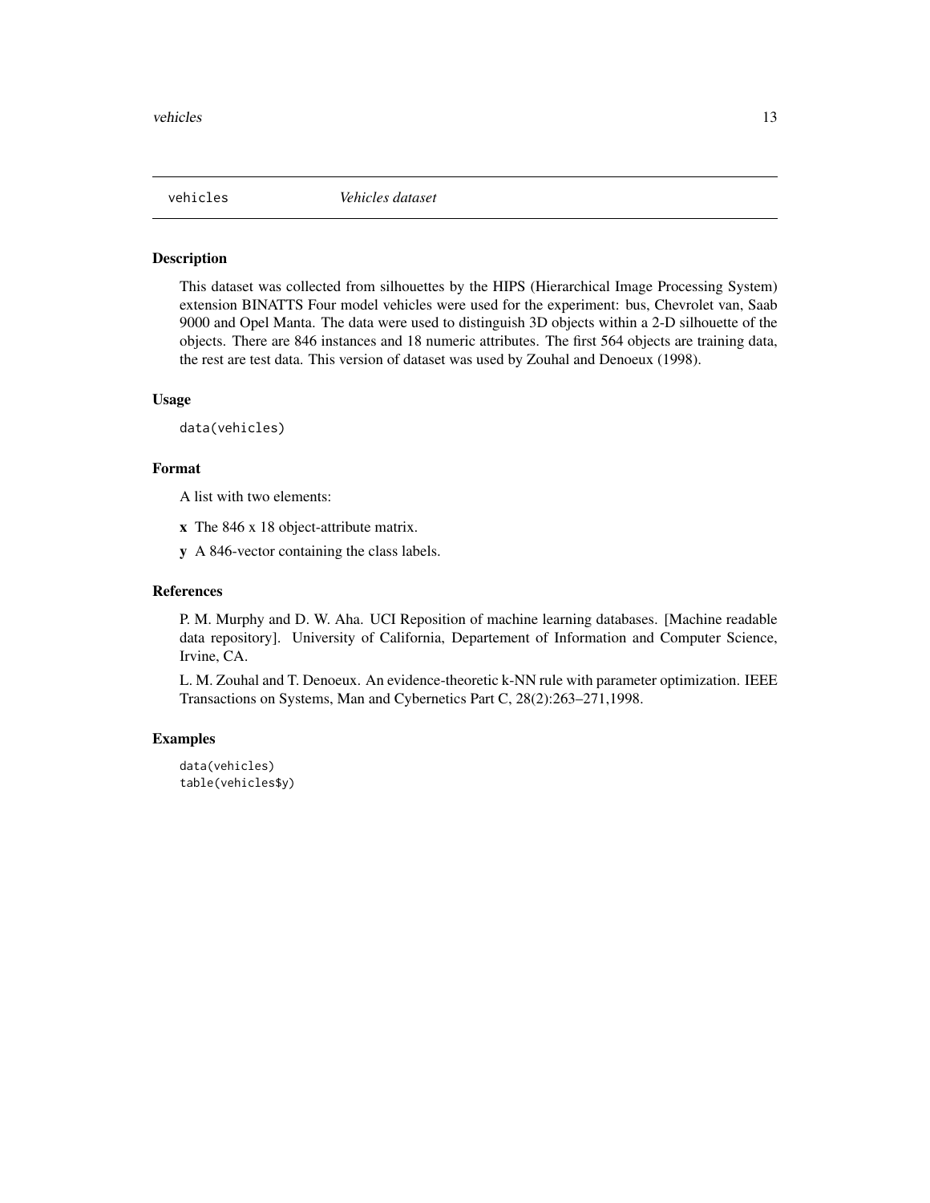`vehicles` *Vehicles dataset*

## Description

This dataset was collected from silhouettes by the HIPS (Hierarchical Image Processing System) extension BINATTS Four model vehicles were used for the experiment: bus, Chevrolet van, Saab 9000 and Opel Manta. The data were used to distinguish 3D objects within a 2-D silhouette of the objects. There are 846 instances and 18 numeric attributes. The first 564 objects are training data, the rest are test data. This version of dataset was used by Zouhal and Denoeux (1998).

## Usage

```
data(vehicles)
```

## Format

A list with two elements:

**x** The 846 x 18 object-attribute matrix.

**y** A 846-vector containing the class labels.

## References

P. M. Murphy and D. W. Aha. UCI Reposition of machine learning databases. [Machine readable data repository]. University of California, Departement of Information and Computer Science, Irvine, CA.

L. M. Zouhal and T. Denoeux. An evidence-theoretic k-NN rule with parameter optimization. IEEE Transactions on Systems, Man and Cybernetics Part C, 28(2):263–271,1998.

## Examples

```
data(vehicles)
table(vehicles$y)
```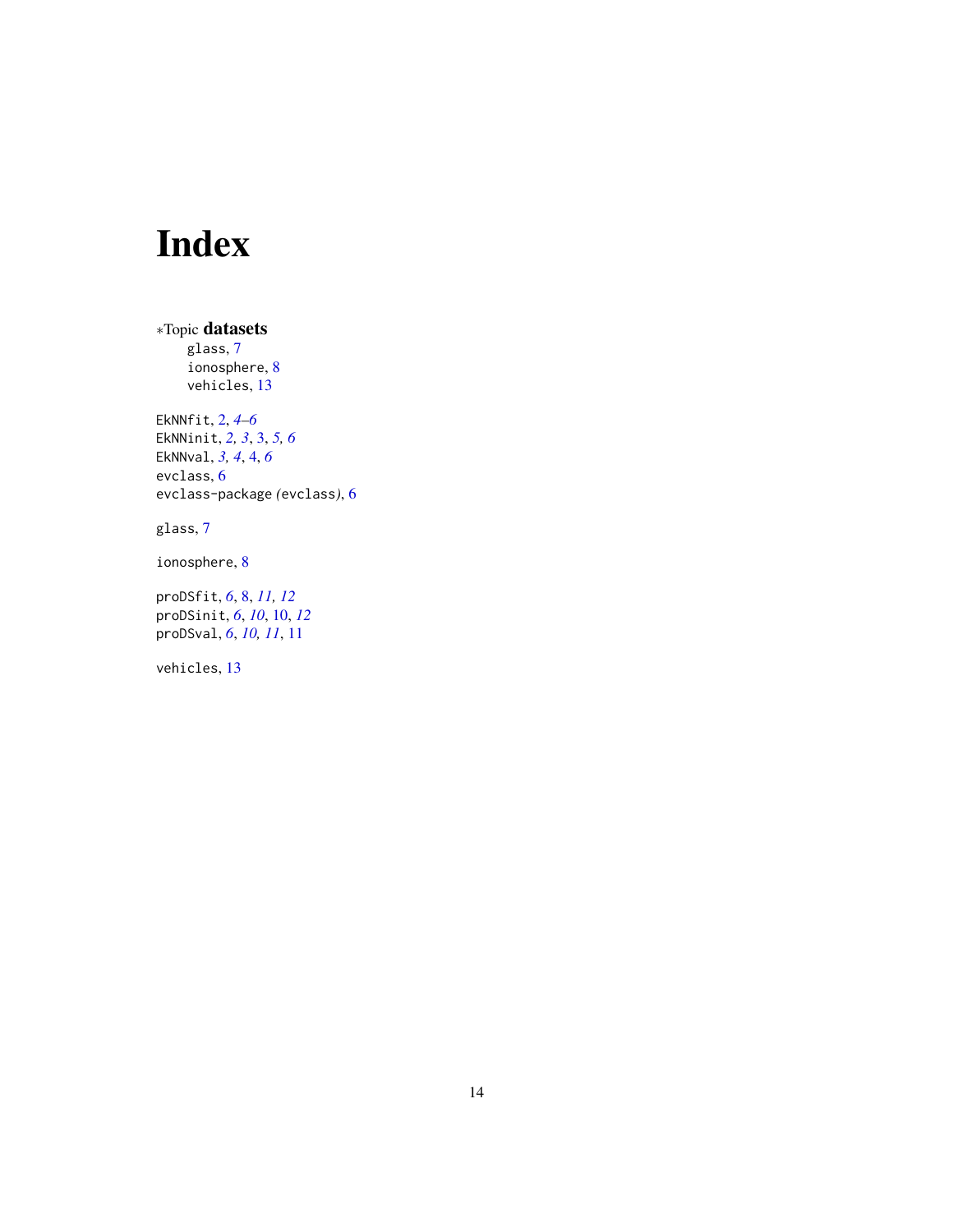# Index

∗Topic **datasets**

- glass, 7
- ionosphere, 8
- vehicles, 13

EkNNfit, 2, *4–6*
EkNNinit, *2, 3*, 3, *5, 6*
EkNNval, *3, 4*, 4, *6*
evclass, 6
evclass-package *(*evclass*)*, 6

glass, 7

ionosphere, 8

proDSfit, *6*, 8, *11, 12*
proDSinit, *6*, *10*, 10, *12*
proDSval, *6*, *10, 11*, 11

vehicles, 13